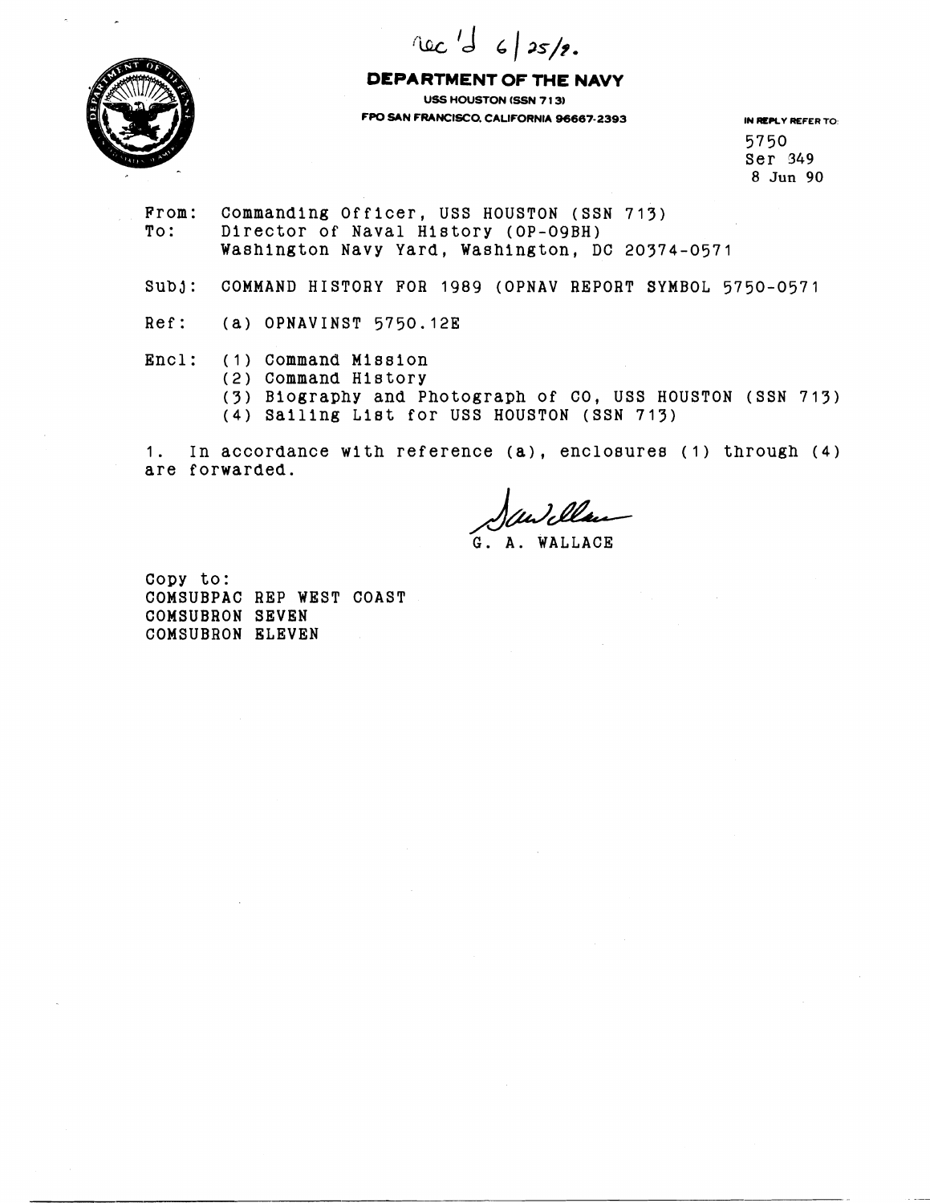rec'd 6/25/9.

**DEPARTMENT OF THE NAVY**

USS HOUSTON (SSN 713)

FPO SAN FRANCISCO, CALIFORNIA 96667-2393

IN REPLY REFER TO:

5750
Ser 349
8 Jun 90

From: Commanding Officer, USS HOUSTON (SSN 713)
To: Director of Naval History (OP-09BH)
Washington Navy Yard, Washington, DC 20374-0571

Subj: COMMAND HISTORY FOR 1989 (OPNAV REPORT SYMBOL 5750-0571

Ref: (a) OPNAVINST 5750.12E

Encl: (1) Command Mission
(2) Command History
(3) Biography and Photograph of CO, USS HOUSTON (SSN 713)
(4) Sailing List for USS HOUSTON (SSN 713)

1. In accordance with reference (a), enclosures (1) through (4) are forwarded.

G. A. WALLACE

Copy to:
COMSUBPAC REP WEST COAST
COMSUBRON SEVEN
COMSUBRON ELEVEN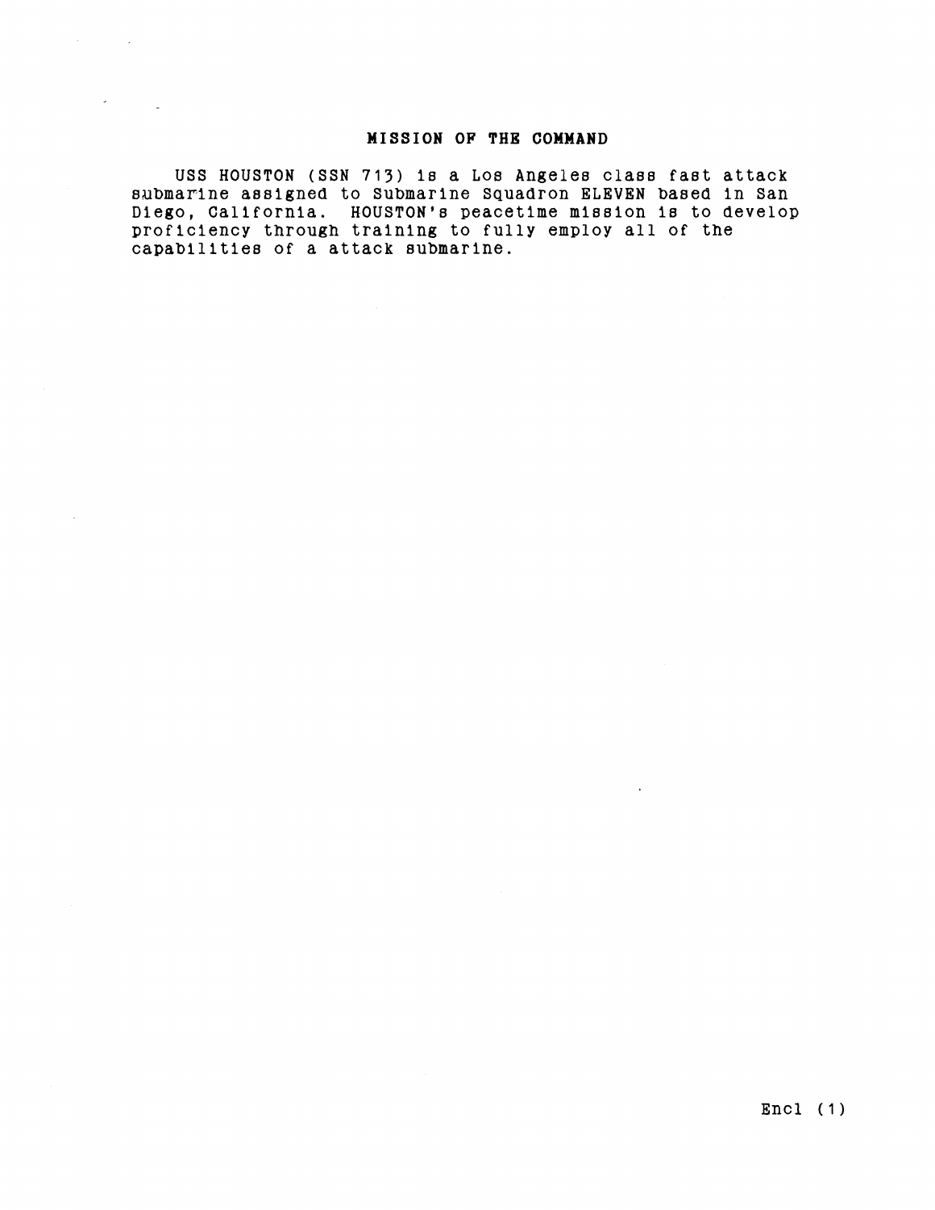## MISSION OF THE COMMAND

USS HOUSTON (SSN 713) is a Los Angeles class fast attack submarine assigned to Submarine Squadron ELEVEN based in San Diego, California. HOUSTON's peacetime mission is to develop proficiency through training to fully employ all of the capabilities of a attack submarine.

Encl (1)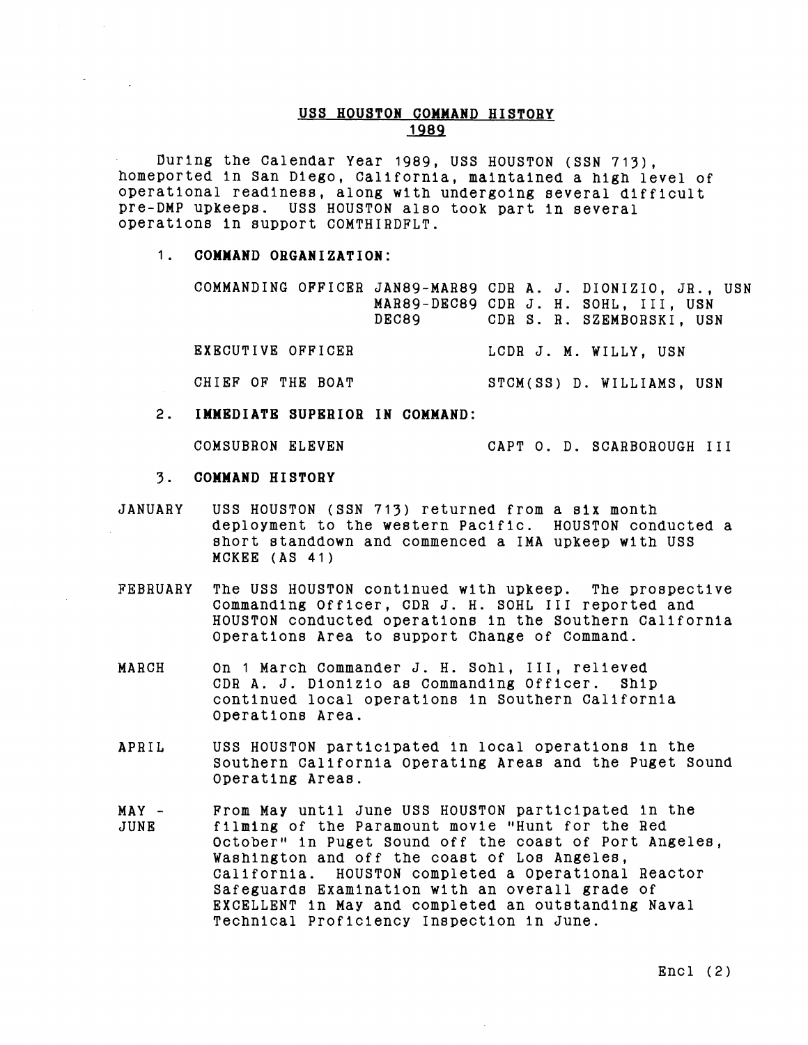# USS HOUSTON COMMAND HISTORY 1989

During the Calendar Year 1989, USS HOUSTON (SSN 713), homeported in San Diego, California, maintained a high level of operational readiness, along with undergoing several difficult pre-DMP upkeeps. USS HOUSTON also took part in several operations in support COMTHIRDFLT.

## 1. COMMAND ORGANIZATION:

| | | |
|---|---|---|
| COMMANDING OFFICER | JAN89-MAR89 | CDR A. J. DIONIZIO, JR., USN |
| | MAR89-DEC89 | CDR J. H. SOHL, III, USN |
| | DEC89 | CDR S. R. SZEMBORSKI, USN |
| EXECUTIVE OFFICER | | LCDR J. M. WILLY, USN |
| CHIEF OF THE BOAT | | STCM(SS) D. WILLIAMS, USN |

## 2. IMMEDIATE SUPERIOR IN COMMAND:

COMSUBRON ELEVEN — CAPT O. D. SCARBOROUGH III

## 3. COMMAND HISTORY

**JANUARY** USS HOUSTON (SSN 713) returned from a six month deployment to the western Pacific. HOUSTON conducted a short standdown and commenced a IMA upkeep with USS MCKEE (AS 41)

**FEBRUARY** The USS HOUSTON continued with upkeep. The prospective Commanding Officer, CDR J. H. SOHL III reported and HOUSTON conducted operations in the Southern California Operations Area to support Change of Command.

**MARCH** On 1 March Commander J. H. Sohl, III, relieved CDR A. J. Dionizio as Commanding Officer. Ship continued local operations in Southern California Operations Area.

**APRIL** USS HOUSTON participated in local operations in the Southern California Operating Areas and the Puget Sound Operating Areas.

**MAY - JUNE** From May until June USS HOUSTON participated in the filming of the Paramount movie "Hunt for the Red October" in Puget Sound off the coast of Port Angeles, Washington and off the coast of Los Angeles, California. HOUSTON completed a Operational Reactor Safeguards Examination with an overall grade of EXCELLENT in May and completed an outstanding Naval Technical Proficiency Inspection in June.

Encl (2)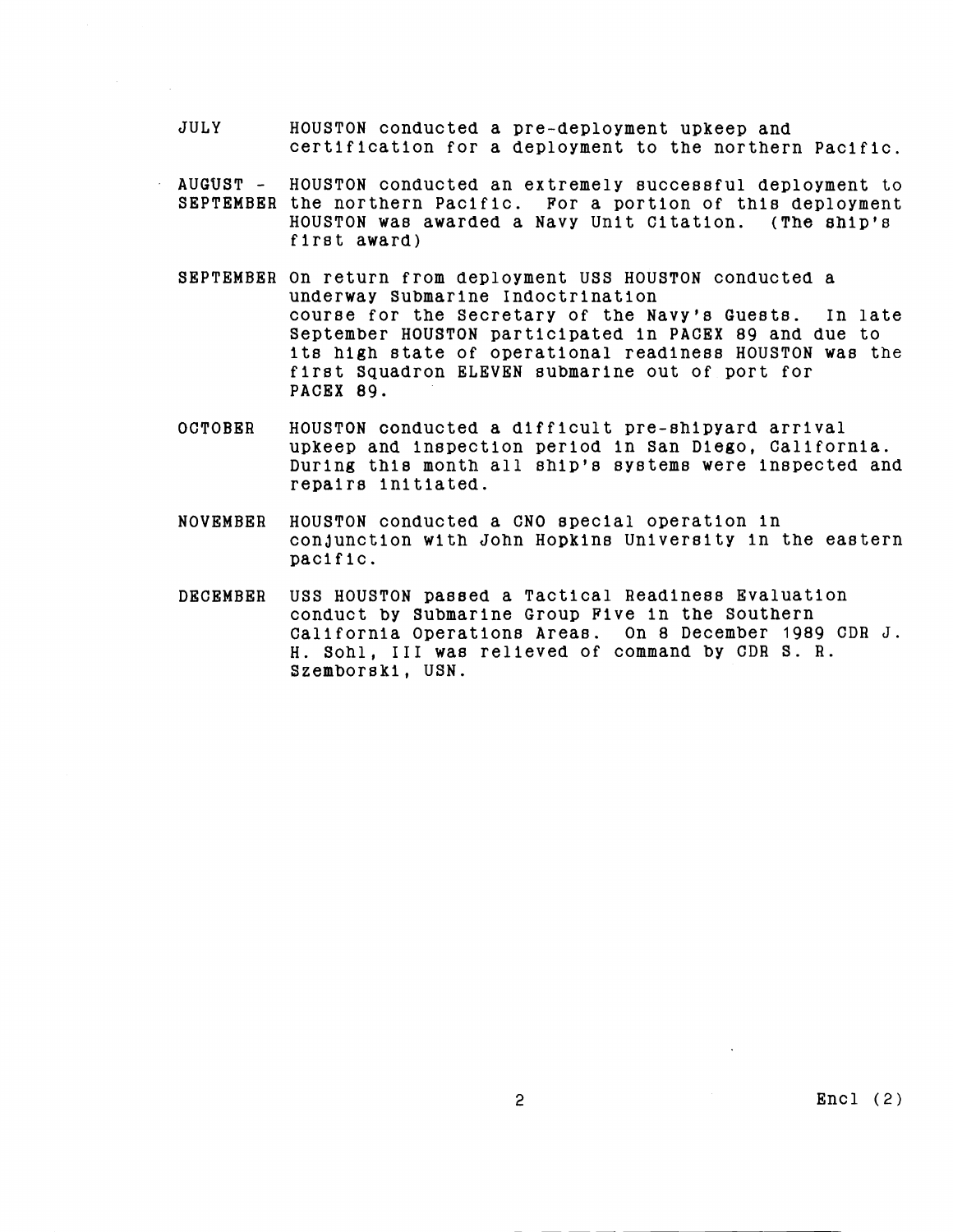JULY HOUSTON conducted a pre-deployment upkeep and certification for a deployment to the northern Pacific.

AUGUST - SEPTEMBER HOUSTON conducted an extremely successful deployment to the northern Pacific. For a portion of this deployment HOUSTON was awarded a Navy Unit Citation. (The ship's first award)

SEPTEMBER On return from deployment USS HOUSTON conducted a underway Submarine Indoctrination course for the Secretary of the Navy's Guests. In late September HOUSTON participated in PACEX 89 and due to its high state of operational readiness HOUSTON was the first Squadron ELEVEN submarine out of port for PACEX 89.

OCTOBER HOUSTON conducted a difficult pre-shipyard arrival upkeep and inspection period in San Diego, California. During this month all ship's systems were inspected and repairs initiated.

NOVEMBER HOUSTON conducted a CNO special operation in conjunction with John Hopkins University in the eastern pacific.

DECEMBER USS HOUSTON passed a Tactical Readiness Evaluation conduct by Submarine Group Five in the Southern California Operations Areas. On 8 December 1989 CDR J. H. Sohl, III was relieved of command by CDR S. R. Szemborski, USN.

Encl (2)